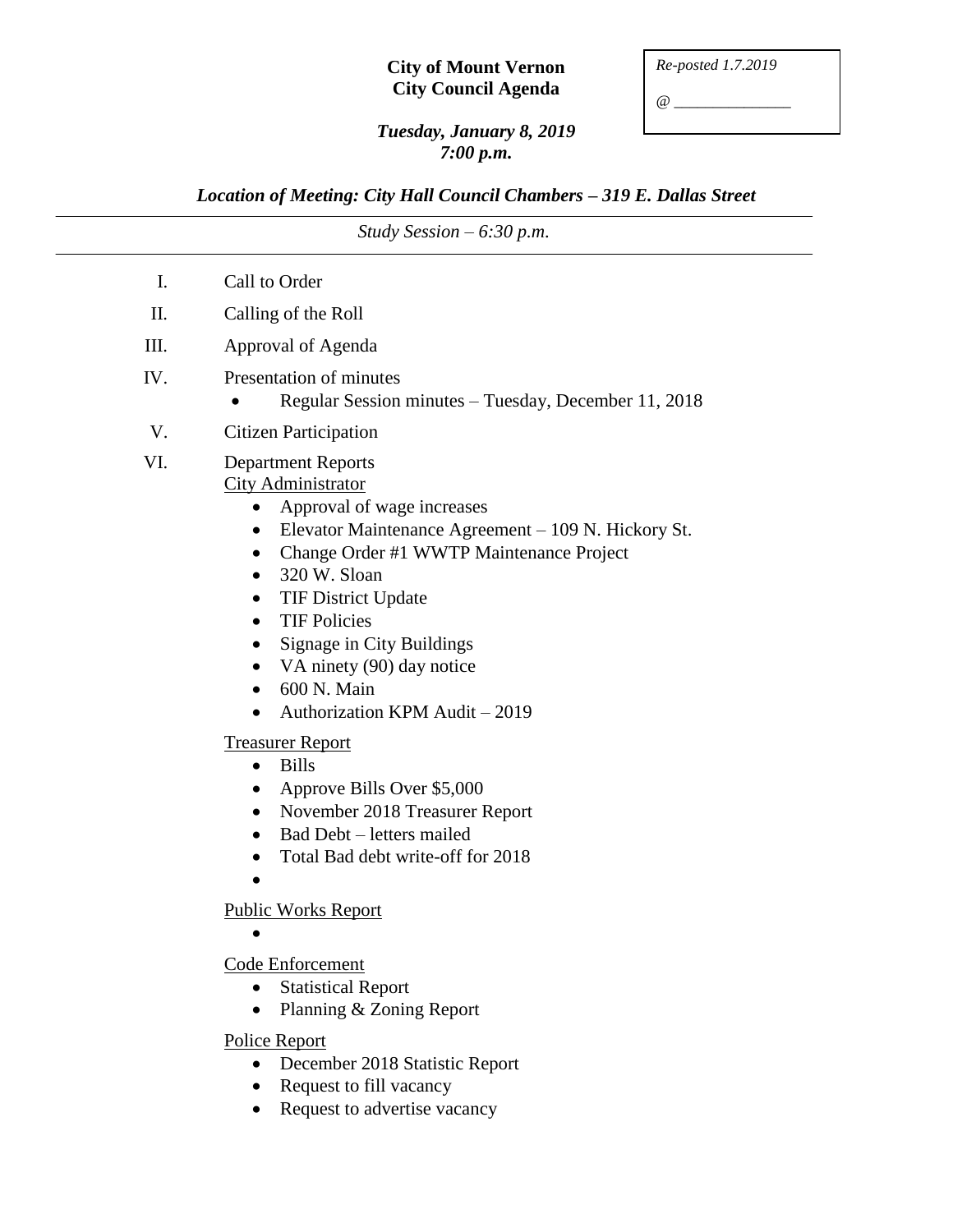**City of Mount Vernon**
**City Council Agenda**

*Re-posted 1.7.2019*

*@ _______________*

***Tuesday, January 8, 2019***
***7:00 p.m.***

***Location of Meeting: City Hall Council Chambers – 319 E. Dallas Street***

---

*Study Session – 6:30 p.m.*

---

I. Call to Order

II. Calling of the Roll

III. Approval of Agenda

IV. Presentation of minutes
- Regular Session minutes – Tuesday, December 11, 2018

V. Citizen Participation

VI. Department Reports

<u>City Administrator</u>
- Approval of wage increases
- Elevator Maintenance Agreement – 109 N. Hickory St.
- Change Order #1 WWTP Maintenance Project
- 320 W. Sloan
- TIF District Update
- TIF Policies
- Signage in City Buildings
- VA ninety (90) day notice
- 600 N. Main
- Authorization KPM Audit – 2019

<u>Treasurer Report</u>
- Bills
- Approve Bills Over $5,000
- November 2018 Treasurer Report
- Bad Debt – letters mailed
- Total Bad debt write-off for 2018
-

<u>Public Works Report</u>
-

<u>Code Enforcement</u>
- Statistical Report
- Planning & Zoning Report

<u>Police Report</u>
- December 2018 Statistic Report
- Request to fill vacancy
- Request to advertise vacancy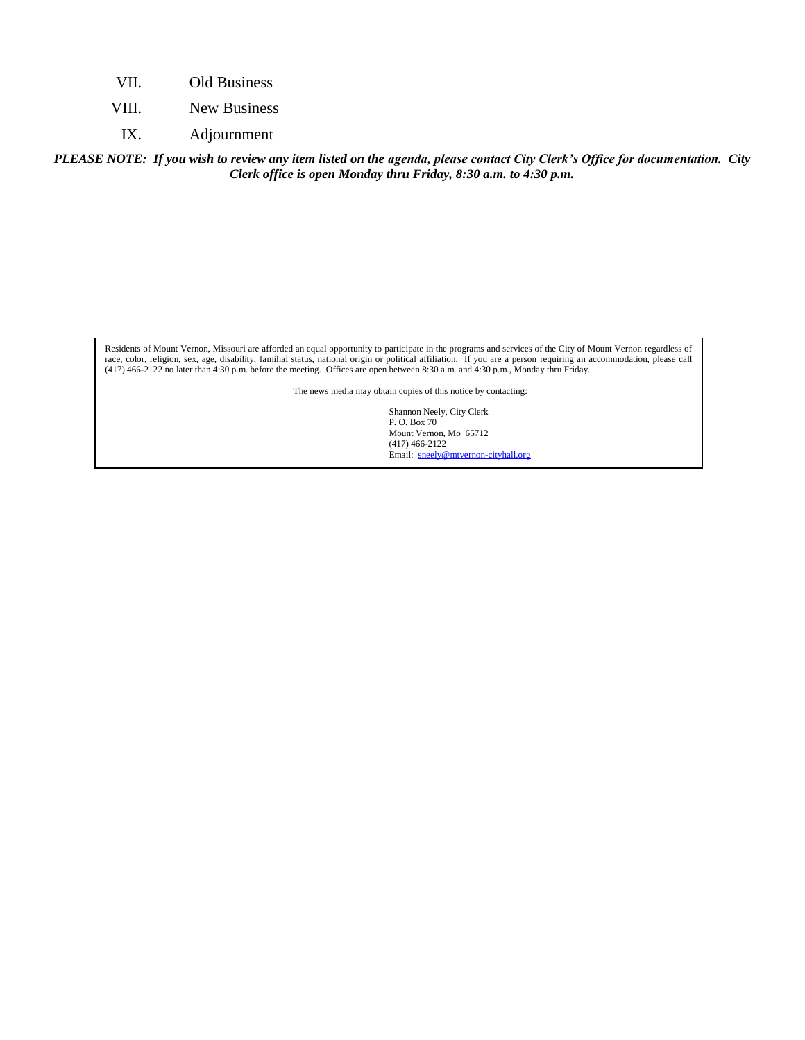VII. Old Business

VIII. New Business

IX. Adjournment

***PLEASE NOTE: If you wish to review any item listed on the agenda, please contact City Clerk's Office for documentation. City Clerk office is open Monday thru Friday, 8:30 a.m. to 4:30 p.m.***

Residents of Mount Vernon, Missouri are afforded an equal opportunity to participate in the programs and services of the City of Mount Vernon regardless of race, color, religion, sex, age, disability, familial status, national origin or political affiliation. If you are a person requiring an accommodation, please call (417) 466-2122 no later than 4:30 p.m. before the meeting. Offices are open between 8:30 a.m. and 4:30 p.m., Monday thru Friday.

The news media may obtain copies of this notice by contacting:

Shannon Neely, City Clerk
P. O. Box 70
Mount Vernon, Mo 65712
(417) 466-2122
Email: sneely@mtvernon-cityhall.org